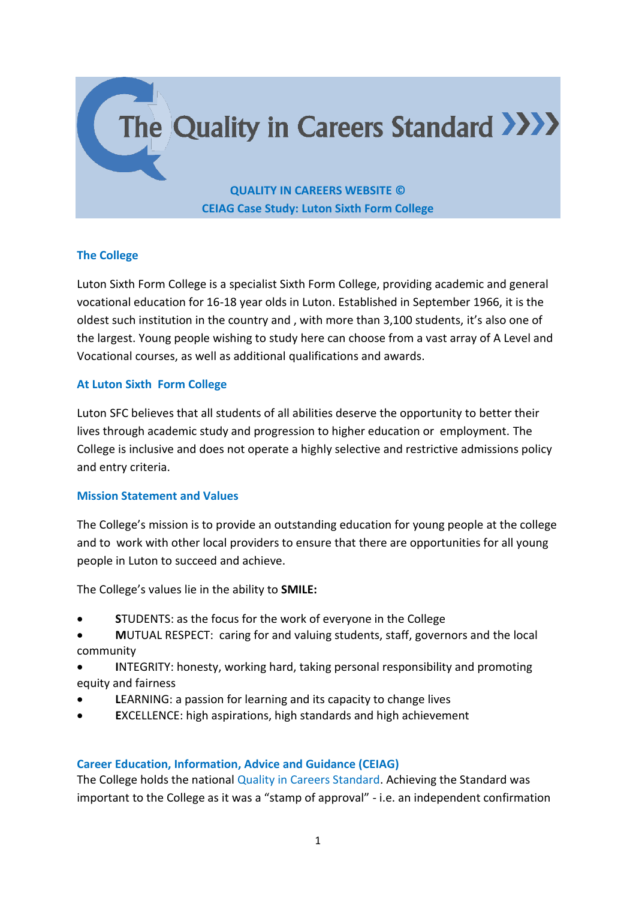# The Quality in Careers Standard

**QUALITY IN CAREERS WEBSITE ©**
**CEIAG Case Study: Luton Sixth Form College**

## The College

Luton Sixth Form College is a specialist Sixth Form College, providing academic and general vocational education for 16-18 year olds in Luton. Established in September 1966, it is the oldest such institution in the country and , with more than 3,100 students, it's also one of the largest. Young people wishing to study here can choose from a vast array of A Level and Vocational courses, as well as additional qualifications and awards.

## At Luton Sixth Form College

Luton SFC believes that all students of all abilities deserve the opportunity to better their lives through academic study and progression to higher education or employment. The College is inclusive and does not operate a highly selective and restrictive admissions policy and entry criteria.

## Mission Statement and Values

The College's mission is to provide an outstanding education for young people at the college and to work with other local providers to ensure that there are opportunities for all young people in Luton to succeed and achieve.

The College's values lie in the ability to **SMILE:**

- **S**TUDENTS: as the focus for the work of everyone in the College
- **M**UTUAL RESPECT: caring for and valuing students, staff, governors and the local community
- **I**NTEGRITY: honesty, working hard, taking personal responsibility and promoting equity and fairness
- **L**EARNING: a passion for learning and its capacity to change lives
- **E**XCELLENCE: high aspirations, high standards and high achievement

## Career Education, Information, Advice and Guidance (CEIAG)

The College holds the national Quality in Careers Standard. Achieving the Standard was important to the College as it was a "stamp of approval" - i.e. an independent confirmation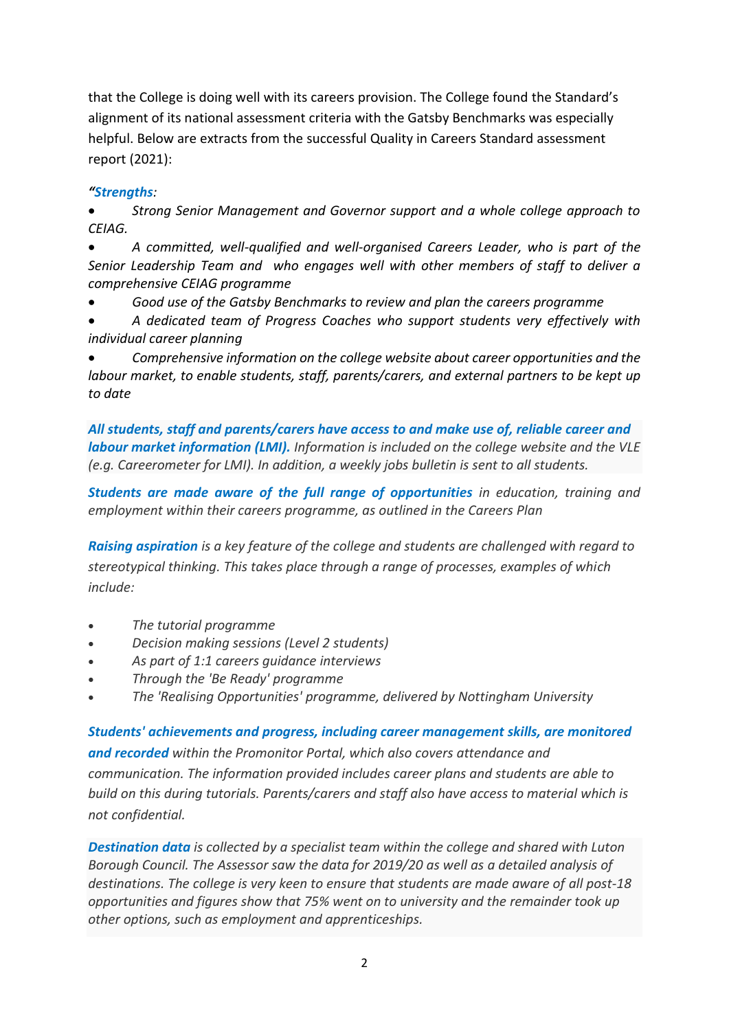that the College is doing well with its careers provision. The College found the Standard's alignment of its national assessment criteria with the Gatsby Benchmarks was especially helpful. Below are extracts from the successful Quality in Careers Standard assessment report (2021):

*"**Strengths**:*

- *Strong Senior Management and Governor support and a whole college approach to CEIAG.*
- *A committed, well-qualified and well-organised Careers Leader, who is part of the Senior Leadership Team and who engages well with other members of staff to deliver a comprehensive CEIAG programme*
- *Good use of the Gatsby Benchmarks to review and plan the careers programme*
- *A dedicated team of Progress Coaches who support students very effectively with individual career planning*
- *Comprehensive information on the college website about career opportunities and the labour market, to enable students, staff, parents/carers, and external partners to be kept up to date*

***All students, staff and parents/carers have access to and make use of, reliable career and labour market information (LMI).** Information is included on the college website and the VLE (e.g. Careerometer for LMI). In addition, a weekly jobs bulletin is sent to all students.*

***Students are made aware of the full range of opportunities** in education, training and employment within their careers programme, as outlined in the Careers Plan*

***Raising aspiration** is a key feature of the college and students are challenged with regard to stereotypical thinking. This takes place through a range of processes, examples of which include:*

- *The tutorial programme*
- *Decision making sessions (Level 2 students)*
- *As part of 1:1 careers guidance interviews*
- *Through the 'Be Ready' programme*
- *The 'Realising Opportunities' programme, delivered by Nottingham University*

***Students' achievements and progress, including career management skills, are monitored and recorded** within the Promonitor Portal, which also covers attendance and communication. The information provided includes career plans and students are able to build on this during tutorials. Parents/carers and staff also have access to material which is not confidential.*

***Destination data** is collected by a specialist team within the college and shared with Luton Borough Council. The Assessor saw the data for 2019/20 as well as a detailed analysis of destinations. The college is very keen to ensure that students are made aware of all post-18 opportunities and figures show that 75% went on to university and the remainder took up other options, such as employment and apprenticeships.*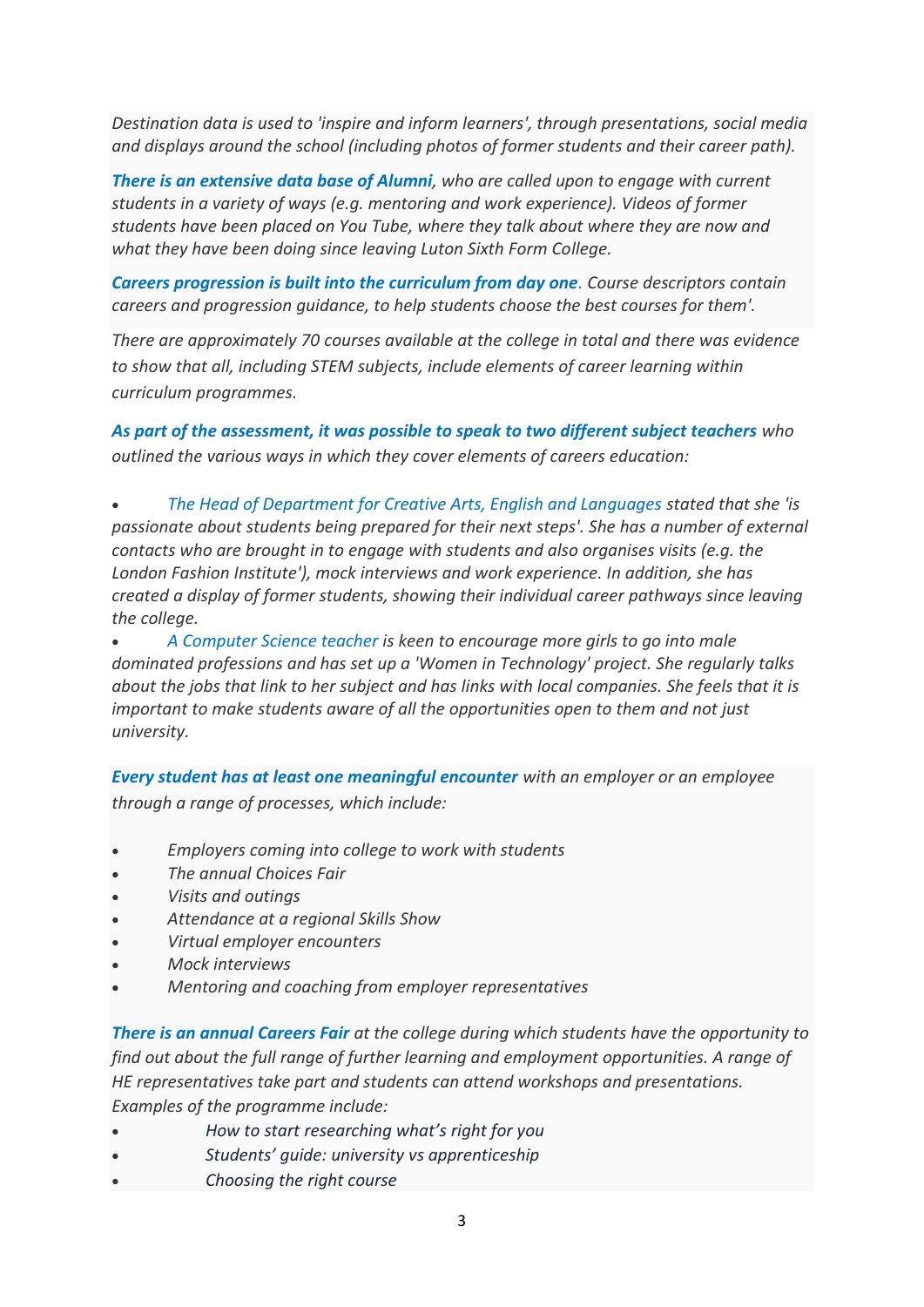*Destination data is used to 'inspire and inform learners', through presentations, social media and displays around the school (including photos of former students and their career path).*

***There is an extensive data base of Alumni**, who are called upon to engage with current students in a variety of ways (e.g. mentoring and work experience). Videos of former students have been placed on You Tube, where they talk about where they are now and what they have been doing since leaving Luton Sixth Form College.*

***Careers progression is built into the curriculum from day one**. Course descriptors contain careers and progression guidance, to help students choose the best courses for them'.*

*There are approximately 70 courses available at the college in total and there was evidence to show that all, including STEM subjects, include elements of career learning within curriculum programmes.*

***As part of the assessment, it was possible to speak to two different subject teachers** who outlined the various ways in which they cover elements of careers education:*

- *The Head of Department for Creative Arts, English and Languages stated that she 'is passionate about students being prepared for their next steps'. She has a number of external contacts who are brought in to engage with students and also organises visits (e.g. the London Fashion Institute'), mock interviews and work experience. In addition, she has created a display of former students, showing their individual career pathways since leaving the college.*
- *A Computer Science teacher is keen to encourage more girls to go into male dominated professions and has set up a 'Women in Technology' project. She regularly talks about the jobs that link to her subject and has links with local companies. She feels that it is important to make students aware of all the opportunities open to them and not just university.*

***Every student has at least one meaningful encounter** with an employer or an employee through a range of processes, which include:*

- *Employers coming into college to work with students*
- *The annual Choices Fair*
- *Visits and outings*
- *Attendance at a regional Skills Show*
- *Virtual employer encounters*
- *Mock interviews*
- *Mentoring and coaching from employer representatives*

***There is an annual Careers Fair** at the college during which students have the opportunity to find out about the full range of further learning and employment opportunities. A range of HE representatives take part and students can attend workshops and presentations. Examples of the programme include:*

- *How to start researching what's right for you*
- *Students' guide: university vs apprenticeship*
- *Choosing the right course*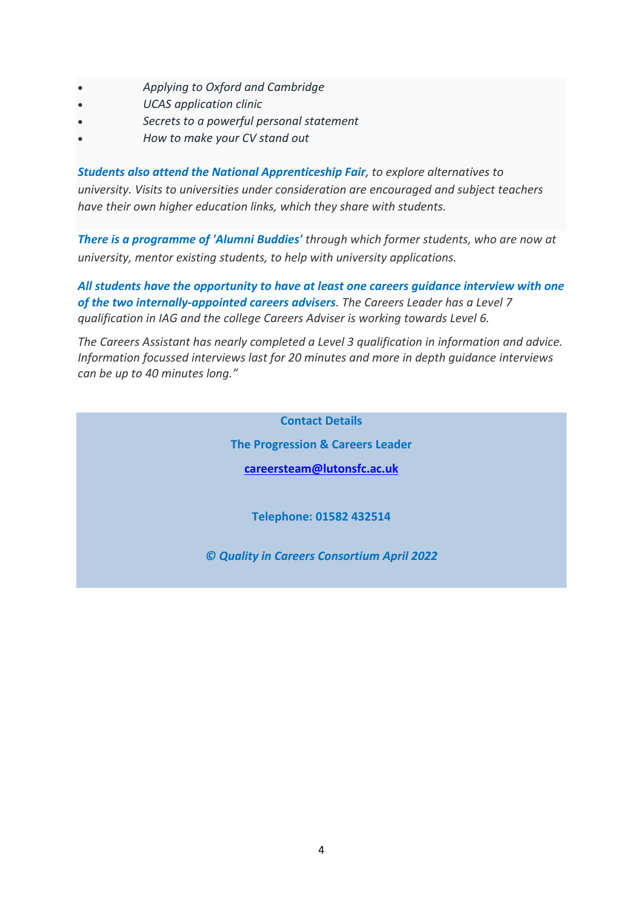- *Applying to Oxford and Cambridge*
- *UCAS application clinic*
- *Secrets to a powerful personal statement*
- *How to make your CV stand out*

***Students also attend the National Apprenticeship Fair**, to explore alternatives to university. Visits to universities under consideration are encouraged and subject teachers have their own higher education links, which they share with students.*

***There is a programme of 'Alumni Buddies'** through which former students, who are now at university, mentor existing students, to help with university applications.*

***All students have the opportunity to have at least one careers guidance interview with one of the two internally-appointed careers advisers**. The Careers Leader has a Level 7 qualification in IAG and the college Careers Adviser is working towards Level 6.*

*The Careers Assistant has nearly completed a Level 3 qualification in information and advice. Information focussed interviews last for 20 minutes and more in depth guidance interviews can be up to 40 minutes long."*

**Contact Details**

**The Progression & Careers Leader**

**careersteam@lutonsfc.ac.uk**

**Telephone: 01582 432514**

***© Quality in Careers Consortium April 2022***